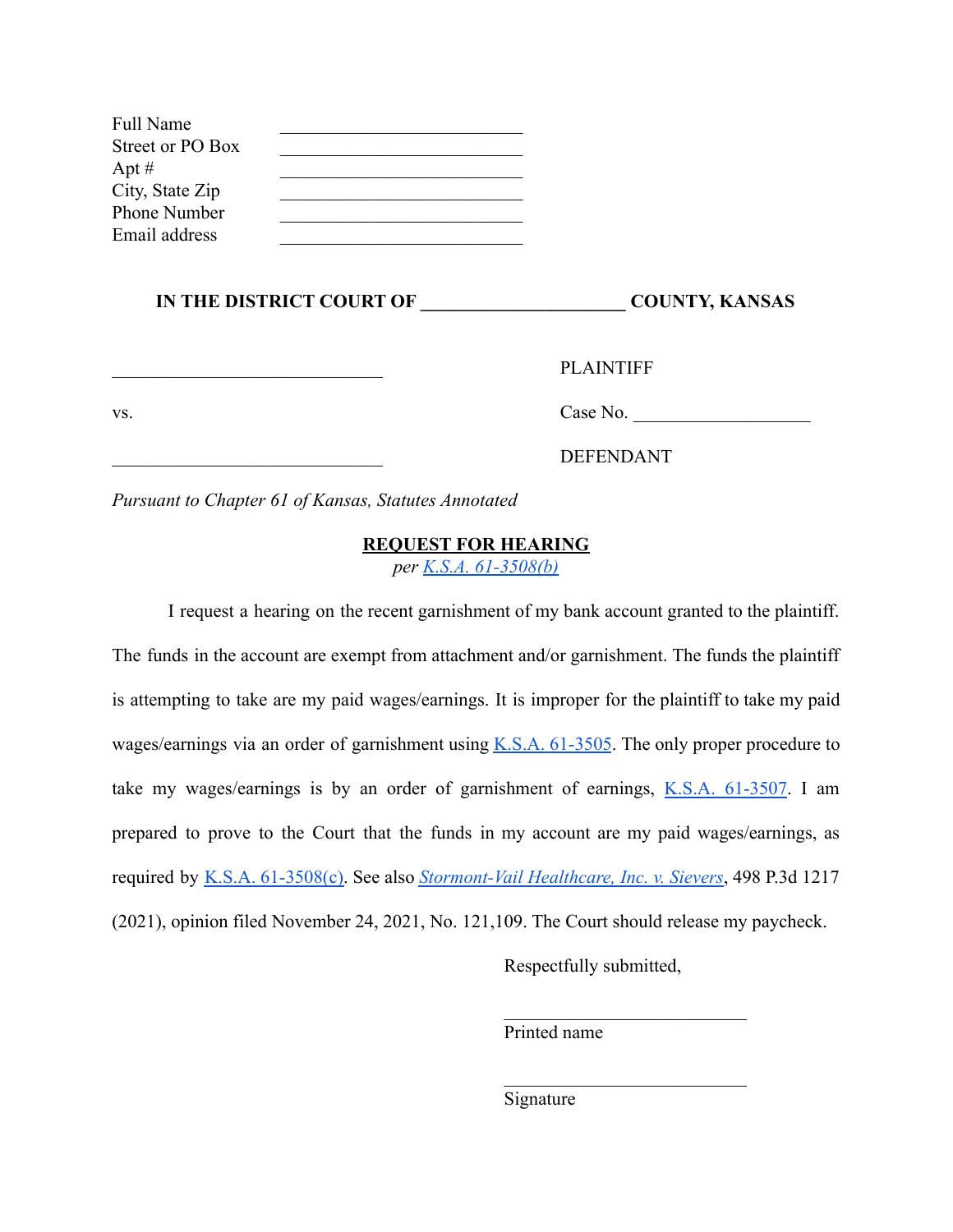| | |
|---|---|
| Full Name | ____________________________ |
| Street or PO Box | ____________________________ |
| Apt # | ____________________________ |
| City, State Zip | ____________________________ |
| Phone Number | ____________________________ |
| Email address | ____________________________ |

**IN THE DISTRICT COURT OF ______________________ COUNTY, KANSAS**

| | |
|---|---|
| ______________________________ | PLAINTIFF |
| vs. | Case No. ___________________ |
| ______________________________ | DEFENDANT |

*Pursuant to Chapter 61 of Kansas, Statutes Annotated*

**REQUEST FOR HEARING**

*per K.S.A. 61-3508(b)*

I request a hearing on the recent garnishment of my bank account granted to the plaintiff. The funds in the account are exempt from attachment and/or garnishment. The funds the plaintiff is attempting to take are my paid wages/earnings. It is improper for the plaintiff to take my paid wages/earnings via an order of garnishment using K.S.A. 61-3505. The only proper procedure to take my wages/earnings is by an order of garnishment of earnings, K.S.A. 61-3507. I am prepared to prove to the Court that the funds in my account are my paid wages/earnings, as required by K.S.A. 61-3508(c). See also *Stormont-Vail Healthcare, Inc. v. Sievers*, 498 P.3d 1217 (2021), opinion filed November 24, 2021, No. 121,109. The Court should release my paycheck.

Respectfully submitted,

____________________________
Printed name

____________________________
Signature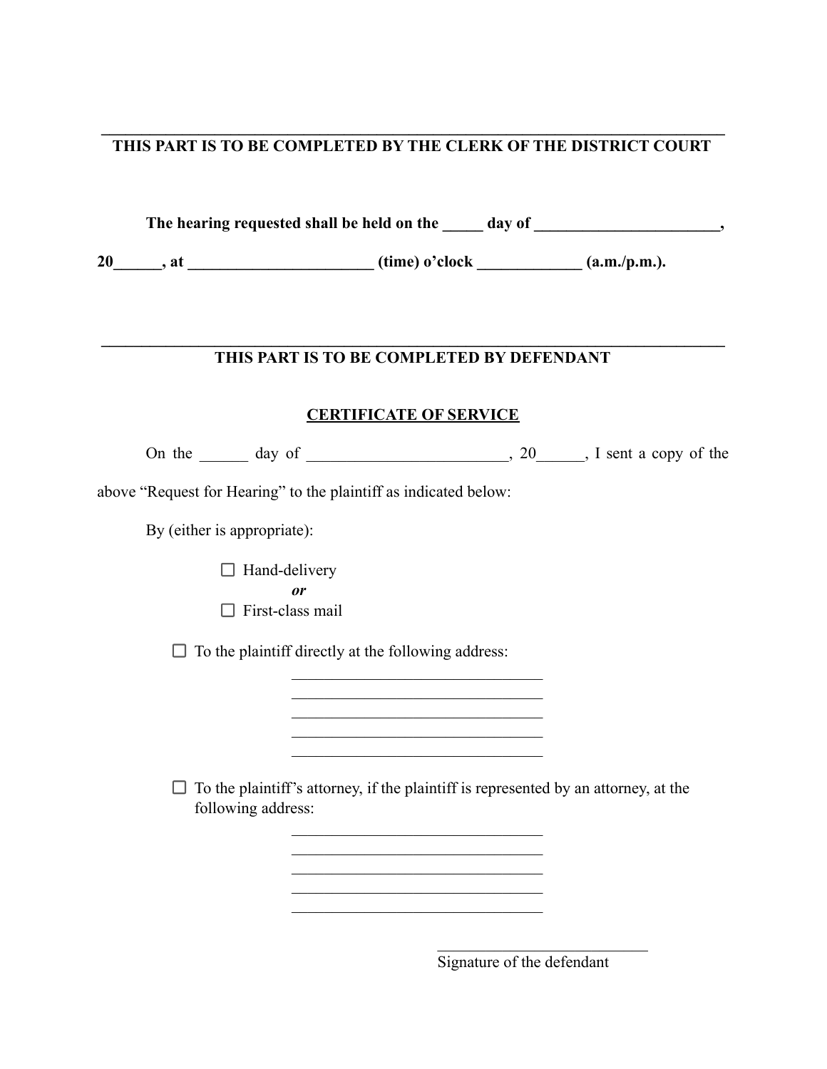---

**THIS PART IS TO BE COMPLETED BY THE CLERK OF THE DISTRICT COURT**

**The hearing requested shall be held on the _____ day of _______________________,**

**20______, at _______________________ (time) o'clock _____________ (a.m./p.m.).**

---

**THIS PART IS TO BE COMPLETED BY DEFENDANT**

**CERTIFICATE OF SERVICE**

On the ______ day of _________________________, 20______, I sent a copy of the above "Request for Hearing" to the plaintiff as indicated below:

By (either is appropriate):

☐ Hand-delivery

*or*

☐ First-class mail

☐ To the plaintiff directly at the following address:

________________________________
________________________________
________________________________
________________________________
________________________________

☐ To the plaintiff's attorney, if the plaintiff is represented by an attorney, at the following address:

________________________________
________________________________
________________________________
________________________________
________________________________

___________________________
Signature of the defendant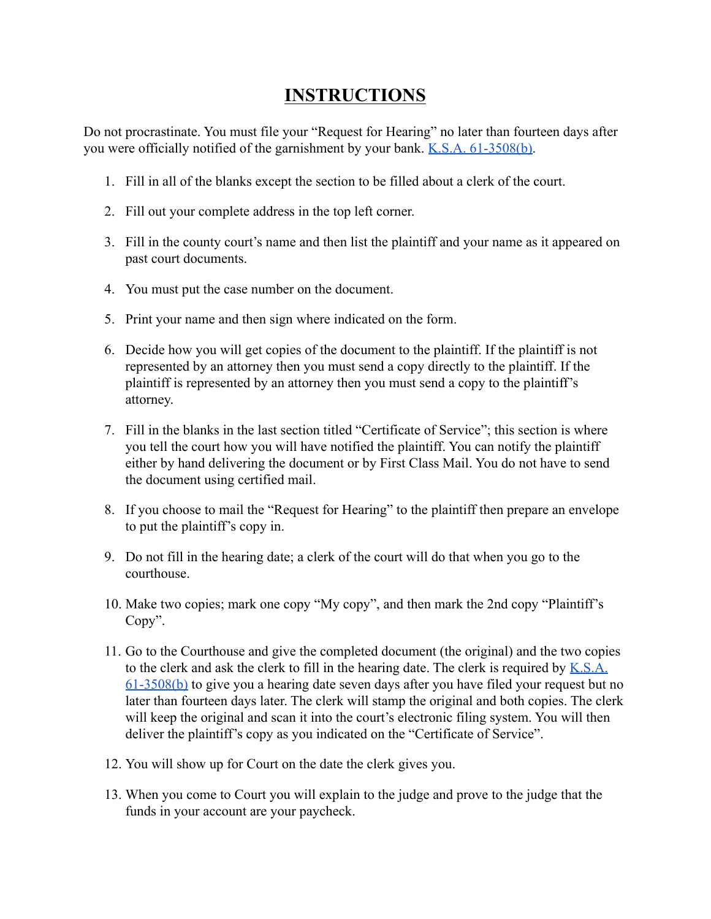# INSTRUCTIONS

Do not procrastinate. You must file your "Request for Hearing" no later than fourteen days after you were officially notified of the garnishment by your bank. K.S.A. 61-3508(b).

1. Fill in all of the blanks except the section to be filled about a clerk of the court.
2. Fill out your complete address in the top left corner.
3. Fill in the county court's name and then list the plaintiff and your name as it appeared on past court documents.
4. You must put the case number on the document.
5. Print your name and then sign where indicated on the form.
6. Decide how you will get copies of the document to the plaintiff. If the plaintiff is not represented by an attorney then you must send a copy directly to the plaintiff. If the plaintiff is represented by an attorney then you must send a copy to the plaintiff's attorney.
7. Fill in the blanks in the last section titled "Certificate of Service"; this section is where you tell the court how you will have notified the plaintiff. You can notify the plaintiff either by hand delivering the document or by First Class Mail. You do not have to send the document using certified mail.
8. If you choose to mail the "Request for Hearing" to the plaintiff then prepare an envelope to put the plaintiff's copy in.
9. Do not fill in the hearing date; a clerk of the court will do that when you go to the courthouse.
10. Make two copies; mark one copy "My copy", and then mark the 2nd copy "Plaintiff's Copy".
11. Go to the Courthouse and give the completed document (the original) and the two copies to the clerk and ask the clerk to fill in the hearing date. The clerk is required by K.S.A. 61-3508(b) to give you a hearing date seven days after you have filed your request but no later than fourteen days later. The clerk will stamp the original and both copies. The clerk will keep the original and scan it into the court's electronic filing system. You will then deliver the plaintiff's copy as you indicated on the "Certificate of Service".
12. You will show up for Court on the date the clerk gives you.
13. When you come to Court you will explain to the judge and prove to the judge that the funds in your account are your paycheck.